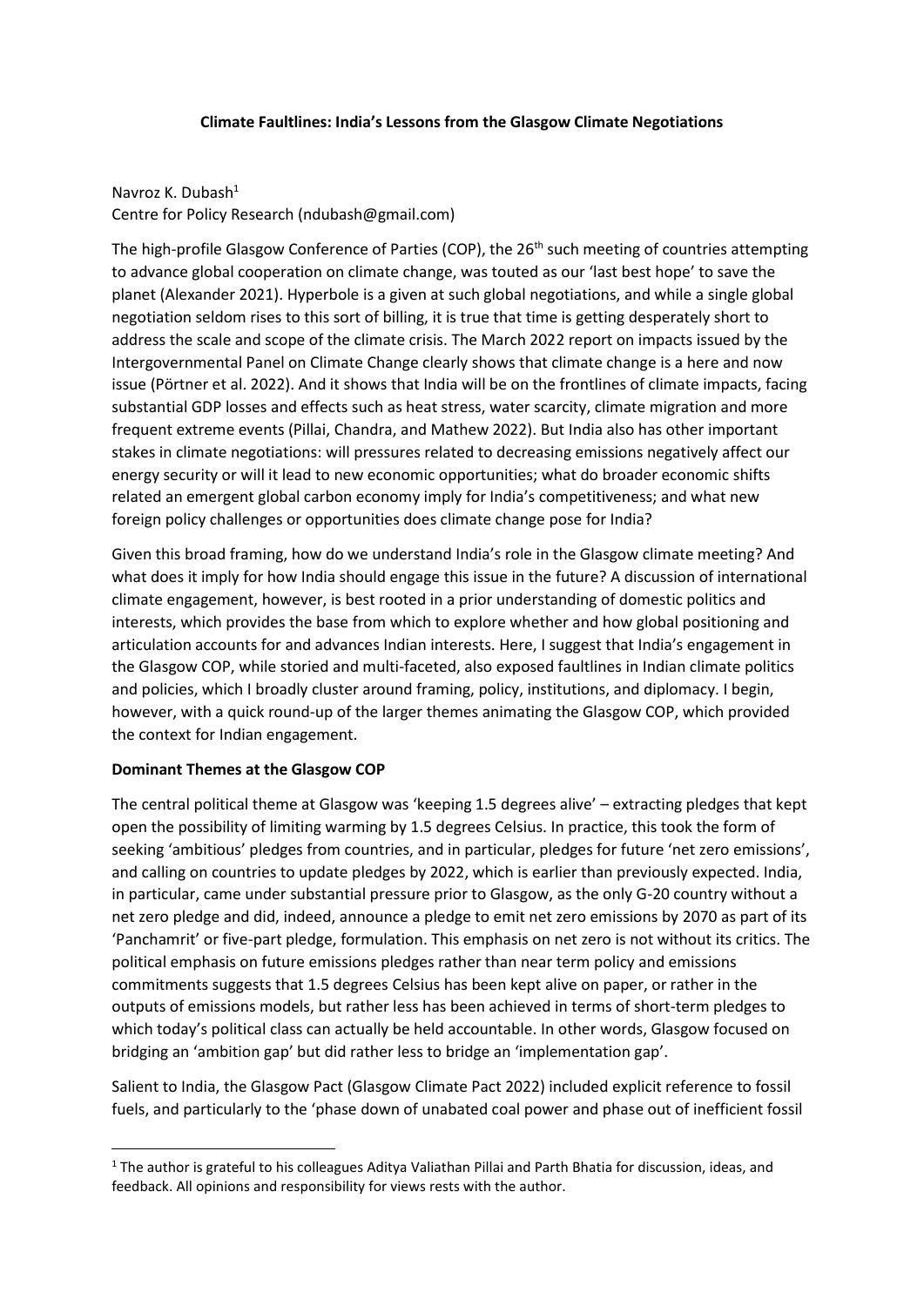# Climate Faultlines: India's Lessons from the Glasgow Climate Negotiations

Navroz K. Dubash[1]
Centre for Policy Research (ndubash@gmail.com)

The high-profile Glasgow Conference of Parties (COP), the 26th such meeting of countries attempting to advance global cooperation on climate change, was touted as our 'last best hope' to save the planet (Alexander 2021). Hyperbole is a given at such global negotiations, and while a single global negotiation seldom rises to this sort of billing, it is true that time is getting desperately short to address the scale and scope of the climate crisis. The March 2022 report on impacts issued by the Intergovernmental Panel on Climate Change clearly shows that climate change is a here and now issue (Pörtner et al. 2022). And it shows that India will be on the frontlines of climate impacts, facing substantial GDP losses and effects such as heat stress, water scarcity, climate migration and more frequent extreme events (Pillai, Chandra, and Mathew 2022). But India also has other important stakes in climate negotiations: will pressures related to decreasing emissions negatively affect our energy security or will it lead to new economic opportunities; what do broader economic shifts related an emergent global carbon economy imply for India's competitiveness; and what new foreign policy challenges or opportunities does climate change pose for India?

Given this broad framing, how do we understand India's role in the Glasgow climate meeting? And what does it imply for how India should engage this issue in the future? A discussion of international climate engagement, however, is best rooted in a prior understanding of domestic politics and interests, which provides the base from which to explore whether and how global positioning and articulation accounts for and advances Indian interests. Here, I suggest that India's engagement in the Glasgow COP, while storied and multi-faceted, also exposed faultlines in Indian climate politics and policies, which I broadly cluster around framing, policy, institutions, and diplomacy. I begin, however, with a quick round-up of the larger themes animating the Glasgow COP, which provided the context for Indian engagement.

## Dominant Themes at the Glasgow COP

The central political theme at Glasgow was 'keeping 1.5 degrees alive' – extracting pledges that kept open the possibility of limiting warming by 1.5 degrees Celsius. In practice, this took the form of seeking 'ambitious' pledges from countries, and in particular, pledges for future 'net zero emissions', and calling on countries to update pledges by 2022, which is earlier than previously expected. India, in particular, came under substantial pressure prior to Glasgow, as the only G-20 country without a net zero pledge and did, indeed, announce a pledge to emit net zero emissions by 2070 as part of its 'Panchamrit' or five-part pledge, formulation. This emphasis on net zero is not without its critics. The political emphasis on future emissions pledges rather than near term policy and emissions commitments suggests that 1.5 degrees Celsius has been kept alive on paper, or rather in the outputs of emissions models, but rather less has been achieved in terms of short-term pledges to which today's political class can actually be held accountable. In other words, Glasgow focused on bridging an 'ambition gap' but did rather less to bridge an 'implementation gap'.

Salient to India, the Glasgow Pact (Glasgow Climate Pact 2022) included explicit reference to fossil fuels, and particularly to the 'phase down of unabated coal power and phase out of inefficient fossil

---

[1] The author is grateful to his colleagues Aditya Valiathan Pillai and Parth Bhatia for discussion, ideas, and feedback. All opinions and responsibility for views rests with the author.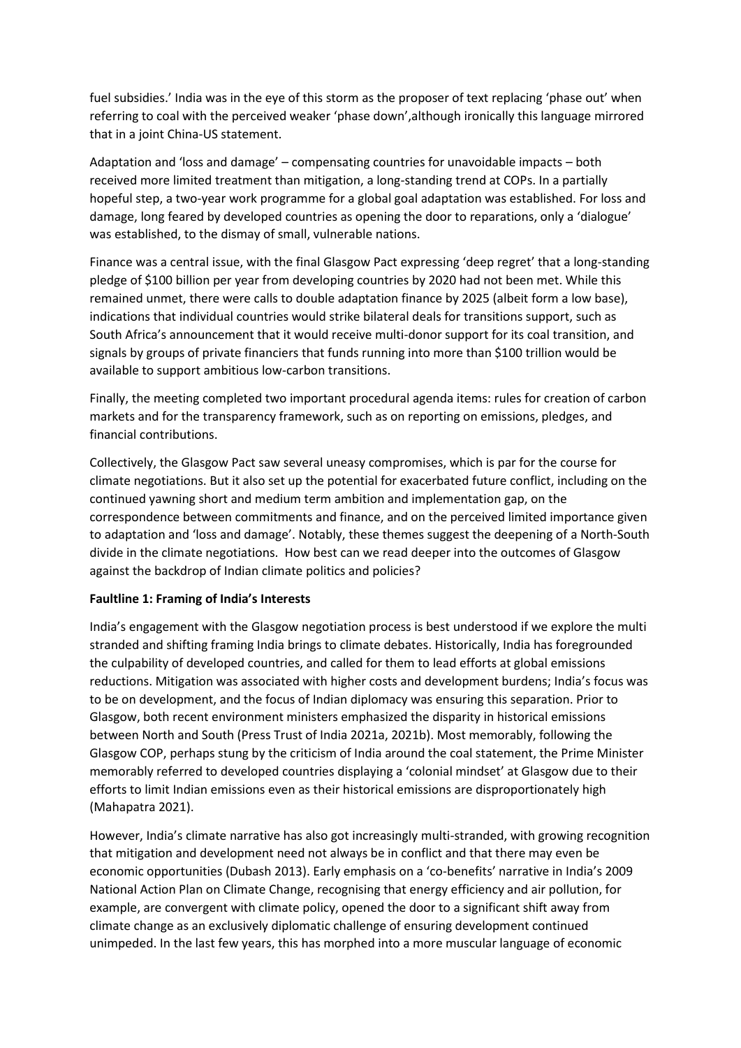fuel subsidies.' India was in the eye of this storm as the proposer of text replacing 'phase out' when referring to coal with the perceived weaker 'phase down',although ironically this language mirrored that in a joint China-US statement.

Adaptation and 'loss and damage' – compensating countries for unavoidable impacts – both received more limited treatment than mitigation, a long-standing trend at COPs. In a partially hopeful step, a two-year work programme for a global goal adaptation was established. For loss and damage, long feared by developed countries as opening the door to reparations, only a 'dialogue' was established, to the dismay of small, vulnerable nations.

Finance was a central issue, with the final Glasgow Pact expressing 'deep regret' that a long-standing pledge of \$100 billion per year from developing countries by 2020 had not been met. While this remained unmet, there were calls to double adaptation finance by 2025 (albeit form a low base), indications that individual countries would strike bilateral deals for transitions support, such as South Africa's announcement that it would receive multi-donor support for its coal transition, and signals by groups of private financiers that funds running into more than \$100 trillion would be available to support ambitious low-carbon transitions.

Finally, the meeting completed two important procedural agenda items: rules for creation of carbon markets and for the transparency framework, such as on reporting on emissions, pledges, and financial contributions.

Collectively, the Glasgow Pact saw several uneasy compromises, which is par for the course for climate negotiations. But it also set up the potential for exacerbated future conflict, including on the continued yawning short and medium term ambition and implementation gap, on the correspondence between commitments and finance, and on the perceived limited importance given to adaptation and 'loss and damage'. Notably, these themes suggest the deepening of a North-South divide in the climate negotiations. How best can we read deeper into the outcomes of Glasgow against the backdrop of Indian climate politics and policies?

**Faultline 1: Framing of India's Interests**

India's engagement with the Glasgow negotiation process is best understood if we explore the multi stranded and shifting framing India brings to climate debates. Historically, India has foregrounded the culpability of developed countries, and called for them to lead efforts at global emissions reductions. Mitigation was associated with higher costs and development burdens; India's focus was to be on development, and the focus of Indian diplomacy was ensuring this separation. Prior to Glasgow, both recent environment ministers emphasized the disparity in historical emissions between North and South (Press Trust of India 2021a, 2021b). Most memorably, following the Glasgow COP, perhaps stung by the criticism of India around the coal statement, the Prime Minister memorably referred to developed countries displaying a 'colonial mindset' at Glasgow due to their efforts to limit Indian emissions even as their historical emissions are disproportionately high (Mahapatra 2021).

However, India's climate narrative has also got increasingly multi-stranded, with growing recognition that mitigation and development need not always be in conflict and that there may even be economic opportunities (Dubash 2013). Early emphasis on a 'co-benefits' narrative in India's 2009 National Action Plan on Climate Change, recognising that energy efficiency and air pollution, for example, are convergent with climate policy, opened the door to a significant shift away from climate change as an exclusively diplomatic challenge of ensuring development continued unimpeded. In the last few years, this has morphed into a more muscular language of economic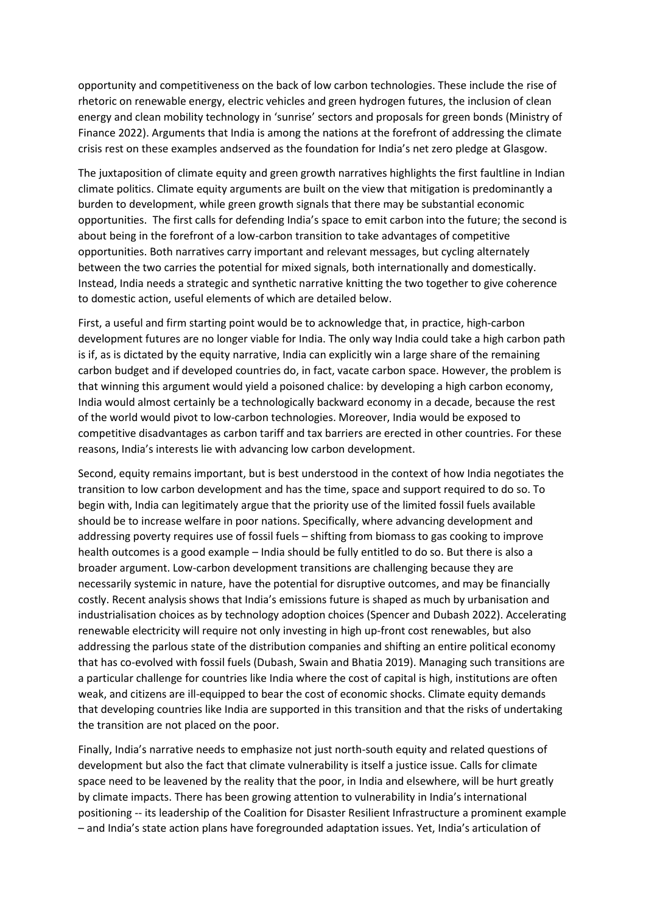opportunity and competitiveness on the back of low carbon technologies. These include the rise of rhetoric on renewable energy, electric vehicles and green hydrogen futures, the inclusion of clean energy and clean mobility technology in 'sunrise' sectors and proposals for green bonds (Ministry of Finance 2022). Arguments that India is among the nations at the forefront of addressing the climate crisis rest on these examples andserved as the foundation for India's net zero pledge at Glasgow.

The juxtaposition of climate equity and green growth narratives highlights the first faultline in Indian climate politics. Climate equity arguments are built on the view that mitigation is predominantly a burden to development, while green growth signals that there may be substantial economic opportunities. The first calls for defending India's space to emit carbon into the future; the second is about being in the forefront of a low-carbon transition to take advantages of competitive opportunities. Both narratives carry important and relevant messages, but cycling alternately between the two carries the potential for mixed signals, both internationally and domestically. Instead, India needs a strategic and synthetic narrative knitting the two together to give coherence to domestic action, useful elements of which are detailed below.

First, a useful and firm starting point would be to acknowledge that, in practice, high-carbon development futures are no longer viable for India. The only way India could take a high carbon path is if, as is dictated by the equity narrative, India can explicitly win a large share of the remaining carbon budget and if developed countries do, in fact, vacate carbon space. However, the problem is that winning this argument would yield a poisoned chalice: by developing a high carbon economy, India would almost certainly be a technologically backward economy in a decade, because the rest of the world would pivot to low-carbon technologies. Moreover, India would be exposed to competitive disadvantages as carbon tariff and tax barriers are erected in other countries. For these reasons, India's interests lie with advancing low carbon development.

Second, equity remains important, but is best understood in the context of how India negotiates the transition to low carbon development and has the time, space and support required to do so. To begin with, India can legitimately argue that the priority use of the limited fossil fuels available should be to increase welfare in poor nations. Specifically, where advancing development and addressing poverty requires use of fossil fuels – shifting from biomass to gas cooking to improve health outcomes is a good example – India should be fully entitled to do so. But there is also a broader argument. Low-carbon development transitions are challenging because they are necessarily systemic in nature, have the potential for disruptive outcomes, and may be financially costly. Recent analysis shows that India's emissions future is shaped as much by urbanisation and industrialisation choices as by technology adoption choices (Spencer and Dubash 2022). Accelerating renewable electricity will require not only investing in high up-front cost renewables, but also addressing the parlous state of the distribution companies and shifting an entire political economy that has co-evolved with fossil fuels (Dubash, Swain and Bhatia 2019). Managing such transitions are a particular challenge for countries like India where the cost of capital is high, institutions are often weak, and citizens are ill-equipped to bear the cost of economic shocks. Climate equity demands that developing countries like India are supported in this transition and that the risks of undertaking the transition are not placed on the poor.

Finally, India's narrative needs to emphasize not just north-south equity and related questions of development but also the fact that climate vulnerability is itself a justice issue. Calls for climate space need to be leavened by the reality that the poor, in India and elsewhere, will be hurt greatly by climate impacts. There has been growing attention to vulnerability in India's international positioning -- its leadership of the Coalition for Disaster Resilient Infrastructure a prominent example – and India's state action plans have foregrounded adaptation issues. Yet, India's articulation of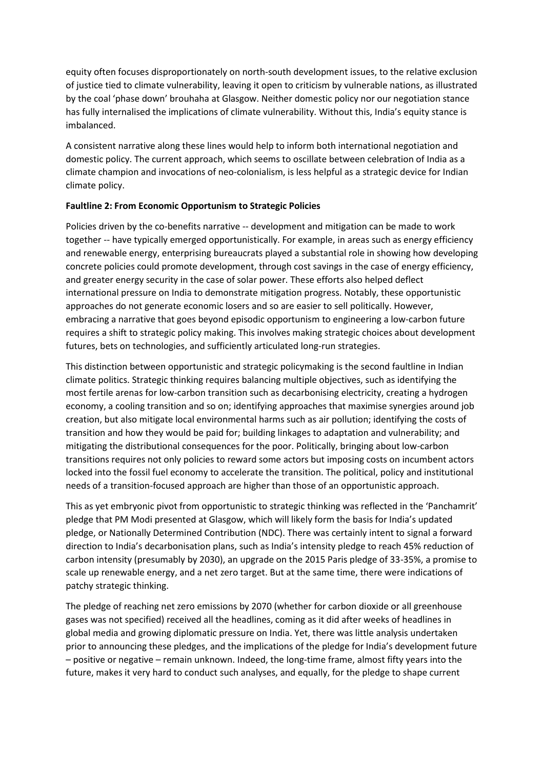equity often focuses disproportionately on north-south development issues, to the relative exclusion of justice tied to climate vulnerability, leaving it open to criticism by vulnerable nations, as illustrated by the coal 'phase down' brouhaha at Glasgow. Neither domestic policy nor our negotiation stance has fully internalised the implications of climate vulnerability. Without this, India's equity stance is imbalanced.

A consistent narrative along these lines would help to inform both international negotiation and domestic policy. The current approach, which seems to oscillate between celebration of India as a climate champion and invocations of neo-colonialism, is less helpful as a strategic device for Indian climate policy.

**Faultline 2: From Economic Opportunism to Strategic Policies**

Policies driven by the co-benefits narrative -- development and mitigation can be made to work together -- have typically emerged opportunistically. For example, in areas such as energy efficiency and renewable energy, enterprising bureaucrats played a substantial role in showing how developing concrete policies could promote development, through cost savings in the case of energy efficiency, and greater energy security in the case of solar power. These efforts also helped deflect international pressure on India to demonstrate mitigation progress. Notably, these opportunistic approaches do not generate economic losers and so are easier to sell politically. However, embracing a narrative that goes beyond episodic opportunism to engineering a low-carbon future requires a shift to strategic policy making. This involves making strategic choices about development futures, bets on technologies, and sufficiently articulated long-run strategies.

This distinction between opportunistic and strategic policymaking is the second faultline in Indian climate politics. Strategic thinking requires balancing multiple objectives, such as identifying the most fertile arenas for low-carbon transition such as decarbonising electricity, creating a hydrogen economy, a cooling transition and so on; identifying approaches that maximise synergies around job creation, but also mitigate local environmental harms such as air pollution; identifying the costs of transition and how they would be paid for; building linkages to adaptation and vulnerability; and mitigating the distributional consequences for the poor. Politically, bringing about low-carbon transitions requires not only policies to reward some actors but imposing costs on incumbent actors locked into the fossil fuel economy to accelerate the transition. The political, policy and institutional needs of a transition-focused approach are higher than those of an opportunistic approach.

This as yet embryonic pivot from opportunistic to strategic thinking was reflected in the 'Panchamrit' pledge that PM Modi presented at Glasgow, which will likely form the basis for India's updated pledge, or Nationally Determined Contribution (NDC). There was certainly intent to signal a forward direction to India's decarbonisation plans, such as India's intensity pledge to reach 45% reduction of carbon intensity (presumably by 2030), an upgrade on the 2015 Paris pledge of 33-35%, a promise to scale up renewable energy, and a net zero target. But at the same time, there were indications of patchy strategic thinking.

The pledge of reaching net zero emissions by 2070 (whether for carbon dioxide or all greenhouse gases was not specified) received all the headlines, coming as it did after weeks of headlines in global media and growing diplomatic pressure on India. Yet, there was little analysis undertaken prior to announcing these pledges, and the implications of the pledge for India's development future – positive or negative – remain unknown. Indeed, the long-time frame, almost fifty years into the future, makes it very hard to conduct such analyses, and equally, for the pledge to shape current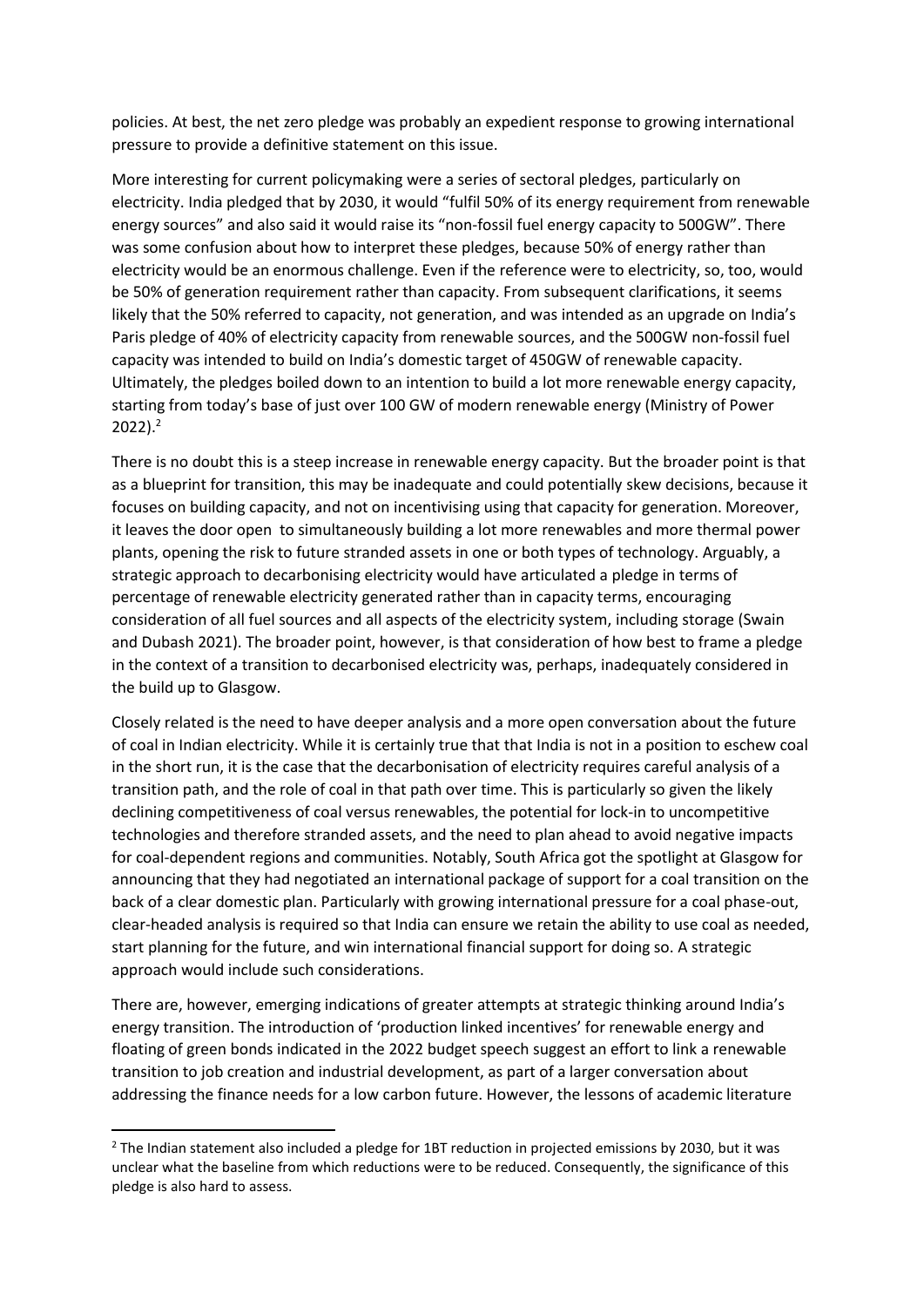policies. At best, the net zero pledge was probably an expedient response to growing international pressure to provide a definitive statement on this issue.

More interesting for current policymaking were a series of sectoral pledges, particularly on electricity. India pledged that by 2030, it would "fulfil 50% of its energy requirement from renewable energy sources" and also said it would raise its "non-fossil fuel energy capacity to 500GW". There was some confusion about how to interpret these pledges, because 50% of energy rather than electricity would be an enormous challenge. Even if the reference were to electricity, so, too, would be 50% of generation requirement rather than capacity. From subsequent clarifications, it seems likely that the 50% referred to capacity, not generation, and was intended as an upgrade on India's Paris pledge of 40% of electricity capacity from renewable sources, and the 500GW non-fossil fuel capacity was intended to build on India's domestic target of 450GW of renewable capacity. Ultimately, the pledges boiled down to an intention to build a lot more renewable energy capacity, starting from today's base of just over 100 GW of modern renewable energy (Ministry of Power 2022).[2]

There is no doubt this is a steep increase in renewable energy capacity. But the broader point is that as a blueprint for transition, this may be inadequate and could potentially skew decisions, because it focuses on building capacity, and not on incentivising using that capacity for generation. Moreover, it leaves the door open to simultaneously building a lot more renewables and more thermal power plants, opening the risk to future stranded assets in one or both types of technology. Arguably, a strategic approach to decarbonising electricity would have articulated a pledge in terms of percentage of renewable electricity generated rather than in capacity terms, encouraging consideration of all fuel sources and all aspects of the electricity system, including storage (Swain and Dubash 2021). The broader point, however, is that consideration of how best to frame a pledge in the context of a transition to decarbonised electricity was, perhaps, inadequately considered in the build up to Glasgow.

Closely related is the need to have deeper analysis and a more open conversation about the future of coal in Indian electricity. While it is certainly true that that India is not in a position to eschew coal in the short run, it is the case that the decarbonisation of electricity requires careful analysis of a transition path, and the role of coal in that path over time. This is particularly so given the likely declining competitiveness of coal versus renewables, the potential for lock-in to uncompetitive technologies and therefore stranded assets, and the need to plan ahead to avoid negative impacts for coal-dependent regions and communities. Notably, South Africa got the spotlight at Glasgow for announcing that they had negotiated an international package of support for a coal transition on the back of a clear domestic plan. Particularly with growing international pressure for a coal phase-out, clear-headed analysis is required so that India can ensure we retain the ability to use coal as needed, start planning for the future, and win international financial support for doing so. A strategic approach would include such considerations.

There are, however, emerging indications of greater attempts at strategic thinking around India's energy transition. The introduction of 'production linked incentives' for renewable energy and floating of green bonds indicated in the 2022 budget speech suggest an effort to link a renewable transition to job creation and industrial development, as part of a larger conversation about addressing the finance needs for a low carbon future. However, the lessons of academic literature

[2] The Indian statement also included a pledge for 1BT reduction in projected emissions by 2030, but it was unclear what the baseline from which reductions were to be reduced. Consequently, the significance of this pledge is also hard to assess.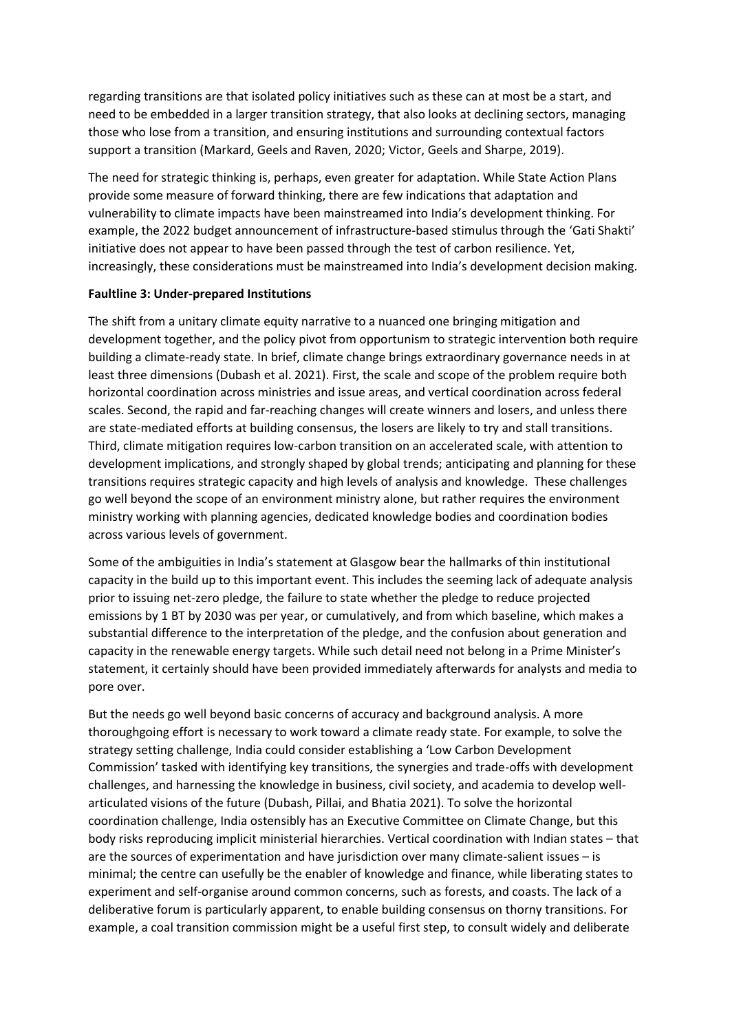regarding transitions are that isolated policy initiatives such as these can at most be a start, and need to be embedded in a larger transition strategy, that also looks at declining sectors, managing those who lose from a transition, and ensuring institutions and surrounding contextual factors support a transition (Markard, Geels and Raven, 2020; Victor, Geels and Sharpe, 2019).

The need for strategic thinking is, perhaps, even greater for adaptation. While State Action Plans provide some measure of forward thinking, there are few indications that adaptation and vulnerability to climate impacts have been mainstreamed into India's development thinking. For example, the 2022 budget announcement of infrastructure-based stimulus through the 'Gati Shakti' initiative does not appear to have been passed through the test of carbon resilience. Yet, increasingly, these considerations must be mainstreamed into India's development decision making.

**Faultline 3: Under-prepared Institutions**

The shift from a unitary climate equity narrative to a nuanced one bringing mitigation and development together, and the policy pivot from opportunism to strategic intervention both require building a climate-ready state. In brief, climate change brings extraordinary governance needs in at least three dimensions (Dubash et al. 2021). First, the scale and scope of the problem require both horizontal coordination across ministries and issue areas, and vertical coordination across federal scales. Second, the rapid and far-reaching changes will create winners and losers, and unless there are state-mediated efforts at building consensus, the losers are likely to try and stall transitions. Third, climate mitigation requires low-carbon transition on an accelerated scale, with attention to development implications, and strongly shaped by global trends; anticipating and planning for these transitions requires strategic capacity and high levels of analysis and knowledge. These challenges go well beyond the scope of an environment ministry alone, but rather requires the environment ministry working with planning agencies, dedicated knowledge bodies and coordination bodies across various levels of government.

Some of the ambiguities in India's statement at Glasgow bear the hallmarks of thin institutional capacity in the build up to this important event. This includes the seeming lack of adequate analysis prior to issuing net-zero pledge, the failure to state whether the pledge to reduce projected emissions by 1 BT by 2030 was per year, or cumulatively, and from which baseline, which makes a substantial difference to the interpretation of the pledge, and the confusion about generation and capacity in the renewable energy targets. While such detail need not belong in a Prime Minister's statement, it certainly should have been provided immediately afterwards for analysts and media to pore over.

But the needs go well beyond basic concerns of accuracy and background analysis. A more thoroughgoing effort is necessary to work toward a climate ready state. For example, to solve the strategy setting challenge, India could consider establishing a 'Low Carbon Development Commission' tasked with identifying key transitions, the synergies and trade-offs with development challenges, and harnessing the knowledge in business, civil society, and academia to develop well-articulated visions of the future (Dubash, Pillai, and Bhatia 2021). To solve the horizontal coordination challenge, India ostensibly has an Executive Committee on Climate Change, but this body risks reproducing implicit ministerial hierarchies. Vertical coordination with Indian states – that are the sources of experimentation and have jurisdiction over many climate-salient issues – is minimal; the centre can usefully be the enabler of knowledge and finance, while liberating states to experiment and self-organise around common concerns, such as forests, and coasts. The lack of a deliberative forum is particularly apparent, to enable building consensus on thorny transitions. For example, a coal transition commission might be a useful first step, to consult widely and deliberate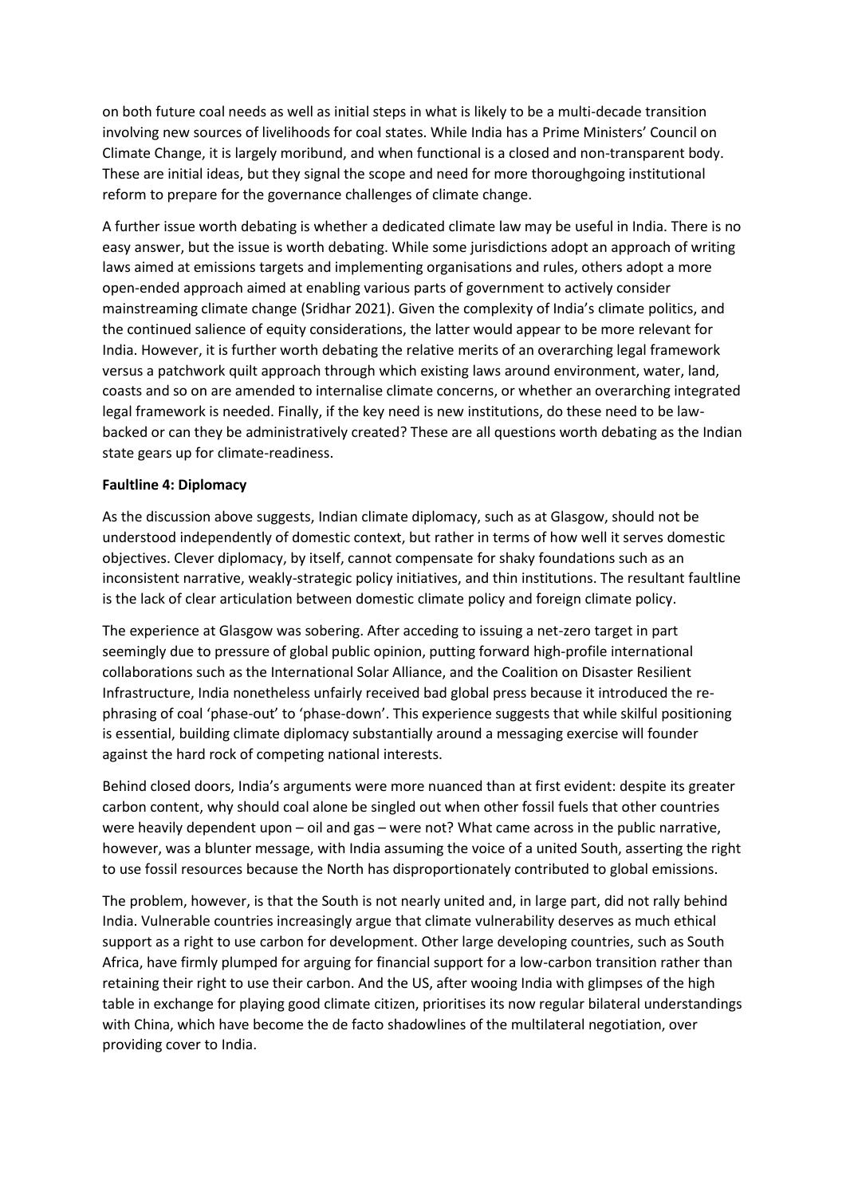on both future coal needs as well as initial steps in what is likely to be a multi-decade transition involving new sources of livelihoods for coal states. While India has a Prime Ministers' Council on Climate Change, it is largely moribund, and when functional is a closed and non-transparent body. These are initial ideas, but they signal the scope and need for more thoroughgoing institutional reform to prepare for the governance challenges of climate change.

A further issue worth debating is whether a dedicated climate law may be useful in India. There is no easy answer, but the issue is worth debating. While some jurisdictions adopt an approach of writing laws aimed at emissions targets and implementing organisations and rules, others adopt a more open-ended approach aimed at enabling various parts of government to actively consider mainstreaming climate change (Sridhar 2021). Given the complexity of India's climate politics, and the continued salience of equity considerations, the latter would appear to be more relevant for India. However, it is further worth debating the relative merits of an overarching legal framework versus a patchwork quilt approach through which existing laws around environment, water, land, coasts and so on are amended to internalise climate concerns, or whether an overarching integrated legal framework is needed. Finally, if the key need is new institutions, do these need to be law-backed or can they be administratively created? These are all questions worth debating as the Indian state gears up for climate-readiness.

**Faultline 4: Diplomacy**

As the discussion above suggests, Indian climate diplomacy, such as at Glasgow, should not be understood independently of domestic context, but rather in terms of how well it serves domestic objectives. Clever diplomacy, by itself, cannot compensate for shaky foundations such as an inconsistent narrative, weakly-strategic policy initiatives, and thin institutions. The resultant faultline is the lack of clear articulation between domestic climate policy and foreign climate policy.

The experience at Glasgow was sobering. After acceding to issuing a net-zero target in part seemingly due to pressure of global public opinion, putting forward high-profile international collaborations such as the International Solar Alliance, and the Coalition on Disaster Resilient Infrastructure, India nonetheless unfairly received bad global press because it introduced the re-phrasing of coal 'phase-out' to 'phase-down'. This experience suggests that while skilful positioning is essential, building climate diplomacy substantially around a messaging exercise will founder against the hard rock of competing national interests.

Behind closed doors, India's arguments were more nuanced than at first evident: despite its greater carbon content, why should coal alone be singled out when other fossil fuels that other countries were heavily dependent upon – oil and gas – were not? What came across in the public narrative, however, was a blunter message, with India assuming the voice of a united South, asserting the right to use fossil resources because the North has disproportionately contributed to global emissions.

The problem, however, is that the South is not nearly united and, in large part, did not rally behind India. Vulnerable countries increasingly argue that climate vulnerability deserves as much ethical support as a right to use carbon for development. Other large developing countries, such as South Africa, have firmly plumped for arguing for financial support for a low-carbon transition rather than retaining their right to use their carbon. And the US, after wooing India with glimpses of the high table in exchange for playing good climate citizen, prioritises its now regular bilateral understandings with China, which have become the de facto shadowlines of the multilateral negotiation, over providing cover to India.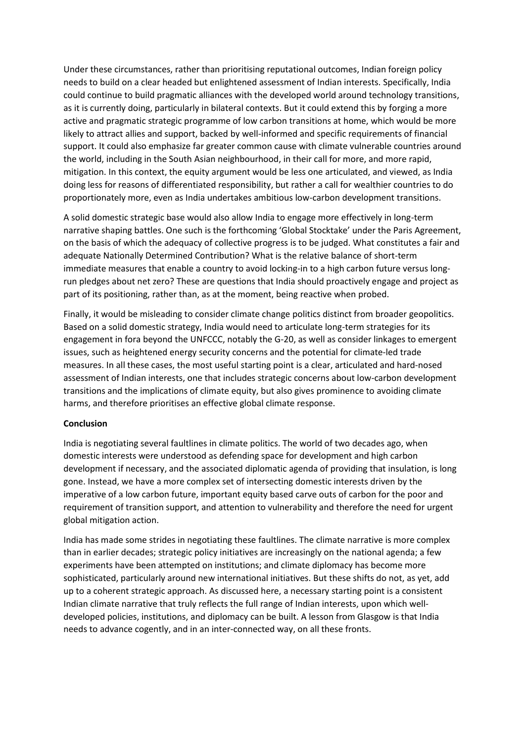Under these circumstances, rather than prioritising reputational outcomes, Indian foreign policy needs to build on a clear headed but enlightened assessment of Indian interests. Specifically, India could continue to build pragmatic alliances with the developed world around technology transitions, as it is currently doing, particularly in bilateral contexts. But it could extend this by forging a more active and pragmatic strategic programme of low carbon transitions at home, which would be more likely to attract allies and support, backed by well-informed and specific requirements of financial support. It could also emphasize far greater common cause with climate vulnerable countries around the world, including in the South Asian neighbourhood, in their call for more, and more rapid, mitigation. In this context, the equity argument would be less one articulated, and viewed, as India doing less for reasons of differentiated responsibility, but rather a call for wealthier countries to do proportionately more, even as India undertakes ambitious low-carbon development transitions.

A solid domestic strategic base would also allow India to engage more effectively in long-term narrative shaping battles. One such is the forthcoming 'Global Stocktake' under the Paris Agreement, on the basis of which the adequacy of collective progress is to be judged. What constitutes a fair and adequate Nationally Determined Contribution? What is the relative balance of short-term immediate measures that enable a country to avoid locking-in to a high carbon future versus long-run pledges about net zero? These are questions that India should proactively engage and project as part of its positioning, rather than, as at the moment, being reactive when probed.

Finally, it would be misleading to consider climate change politics distinct from broader geopolitics. Based on a solid domestic strategy, India would need to articulate long-term strategies for its engagement in fora beyond the UNFCCC, notably the G-20, as well as consider linkages to emergent issues, such as heightened energy security concerns and the potential for climate-led trade measures. In all these cases, the most useful starting point is a clear, articulated and hard-nosed assessment of Indian interests, one that includes strategic concerns about low-carbon development transitions and the implications of climate equity, but also gives prominence to avoiding climate harms, and therefore prioritises an effective global climate response.

**Conclusion**

India is negotiating several faultlines in climate politics. The world of two decades ago, when domestic interests were understood as defending space for development and high carbon development if necessary, and the associated diplomatic agenda of providing that insulation, is long gone. Instead, we have a more complex set of intersecting domestic interests driven by the imperative of a low carbon future, important equity based carve outs of carbon for the poor and requirement of transition support, and attention to vulnerability and therefore the need for urgent global mitigation action.

India has made some strides in negotiating these faultlines. The climate narrative is more complex than in earlier decades; strategic policy initiatives are increasingly on the national agenda; a few experiments have been attempted on institutions; and climate diplomacy has become more sophisticated, particularly around new international initiatives. But these shifts do not, as yet, add up to a coherent strategic approach. As discussed here, a necessary starting point is a consistent Indian climate narrative that truly reflects the full range of Indian interests, upon which well-developed policies, institutions, and diplomacy can be built. A lesson from Glasgow is that India needs to advance cogently, and in an inter-connected way, on all these fronts.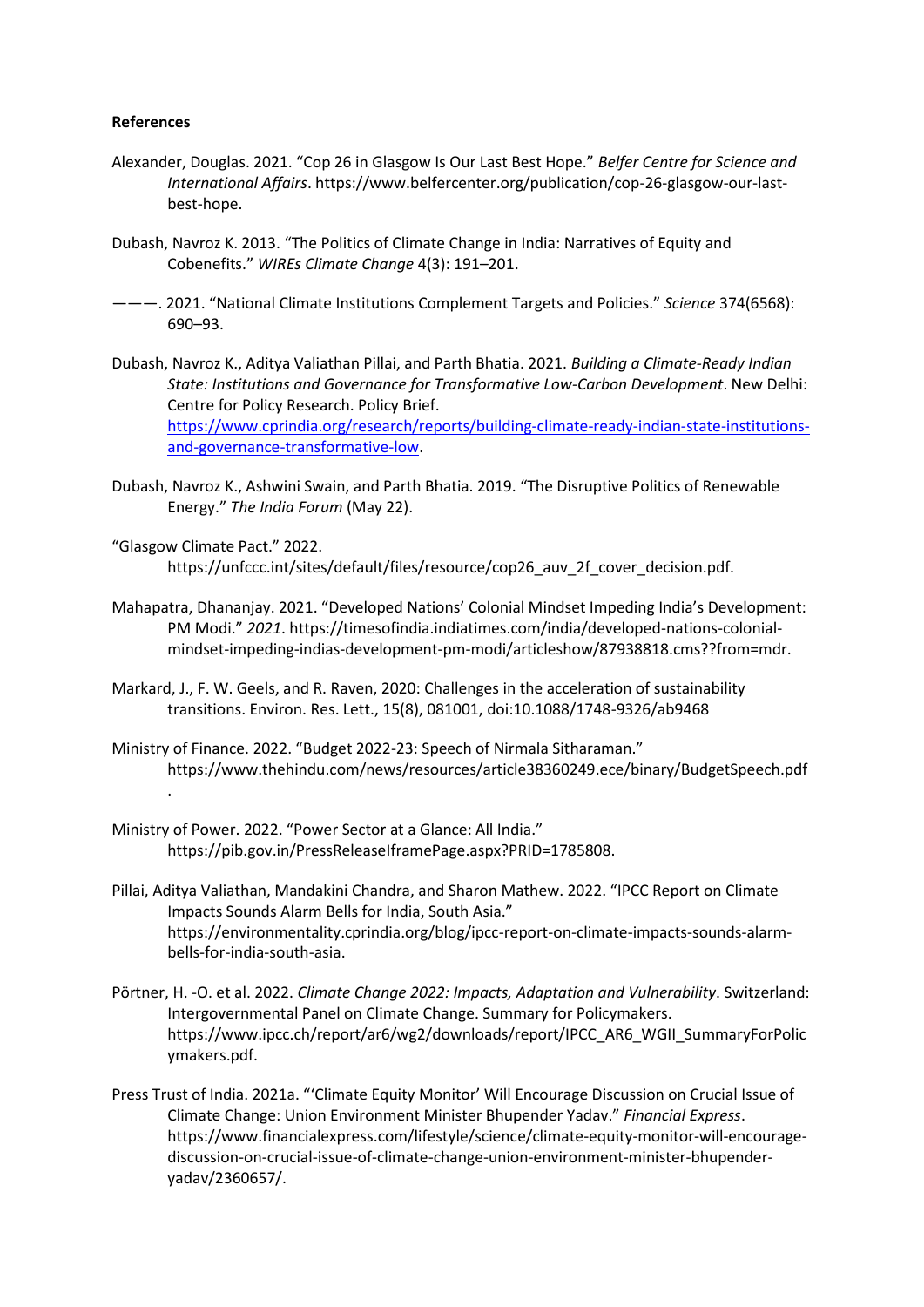**References**

Alexander, Douglas. 2021. "Cop 26 in Glasgow Is Our Last Best Hope." *Belfer Centre for Science and International Affairs*. https://www.belfercenter.org/publication/cop-26-glasgow-our-last-best-hope.

Dubash, Navroz K. 2013. "The Politics of Climate Change in India: Narratives of Equity and Cobenefits." *WIREs Climate Change* 4(3): 191–201.

———. 2021. "National Climate Institutions Complement Targets and Policies." *Science* 374(6568): 690–93.

Dubash, Navroz K., Aditya Valiathan Pillai, and Parth Bhatia. 2021. *Building a Climate-Ready Indian State: Institutions and Governance for Transformative Low-Carbon Development*. New Delhi: Centre for Policy Research. Policy Brief. https://www.cprindia.org/research/reports/building-climate-ready-indian-state-institutions-and-governance-transformative-low.

Dubash, Navroz K., Ashwini Swain, and Parth Bhatia. 2019. "The Disruptive Politics of Renewable Energy." *The India Forum* (May 22).

"Glasgow Climate Pact." 2022. https://unfccc.int/sites/default/files/resource/cop26_auv_2f_cover_decision.pdf.

Mahapatra, Dhananjay. 2021. "Developed Nations' Colonial Mindset Impeding India's Development: PM Modi." *2021*. https://timesofindia.indiatimes.com/india/developed-nations-colonial-mindset-impeding-indias-development-pm-modi/articleshow/87938818.cms??from=mdr.

Markard, J., F. W. Geels, and R. Raven, 2020: Challenges in the acceleration of sustainability transitions. Environ. Res. Lett., 15(8), 081001, doi:10.1088/1748-9326/ab9468

Ministry of Finance. 2022. "Budget 2022-23: Speech of Nirmala Sitharaman." https://www.thehindu.com/news/resources/article38360249.ece/binary/BudgetSpeech.pdf.

Ministry of Power. 2022. "Power Sector at a Glance: All India." https://pib.gov.in/PressReleaseIframePage.aspx?PRID=1785808.

Pillai, Aditya Valiathan, Mandakini Chandra, and Sharon Mathew. 2022. "IPCC Report on Climate Impacts Sounds Alarm Bells for India, South Asia." https://environmentality.cprindia.org/blog/ipcc-report-on-climate-impacts-sounds-alarm-bells-for-india-south-asia.

Pörtner, H. -O. et al. 2022. *Climate Change 2022: Impacts, Adaptation and Vulnerability*. Switzerland: Intergovernmental Panel on Climate Change. Summary for Policymakers. https://www.ipcc.ch/report/ar6/wg2/downloads/report/IPCC_AR6_WGII_SummaryForPolicymakers.pdf.

Press Trust of India. 2021a. "'Climate Equity Monitor' Will Encourage Discussion on Crucial Issue of Climate Change: Union Environment Minister Bhupender Yadav." *Financial Express*. https://www.financialexpress.com/lifestyle/science/climate-equity-monitor-will-encourage-discussion-on-crucial-issue-of-climate-change-union-environment-minister-bhupender-yadav/2360657/.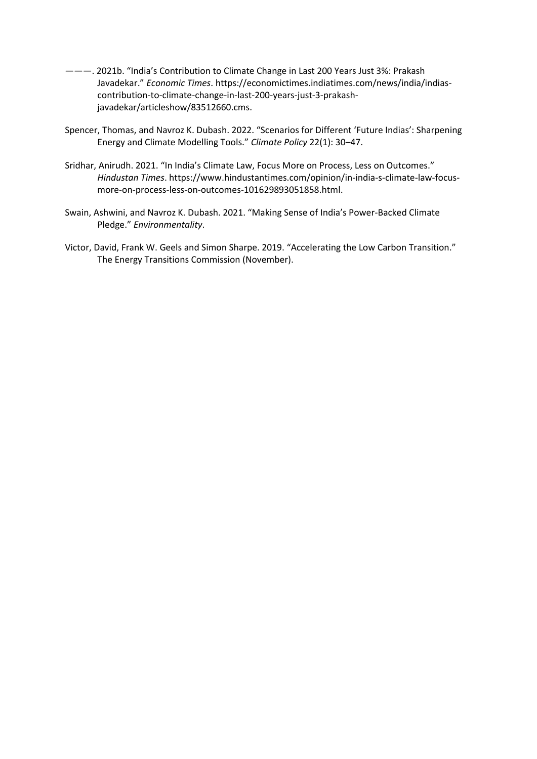———. 2021b. "India's Contribution to Climate Change in Last 200 Years Just 3%: Prakash Javadekar." *Economic Times*. https://economictimes.indiatimes.com/news/india/indias-contribution-to-climate-change-in-last-200-years-just-3-prakash-javadekar/articleshow/83512660.cms.

Spencer, Thomas, and Navroz K. Dubash. 2022. "Scenarios for Different 'Future Indias': Sharpening Energy and Climate Modelling Tools." *Climate Policy* 22(1): 30–47.

Sridhar, Anirudh. 2021. "In India's Climate Law, Focus More on Process, Less on Outcomes." *Hindustan Times*. https://www.hindustantimes.com/opinion/in-india-s-climate-law-focus-more-on-process-less-on-outcomes-101629893051858.html.

Swain, Ashwini, and Navroz K. Dubash. 2021. "Making Sense of India's Power-Backed Climate Pledge." *Environmentality*.

Victor, David, Frank W. Geels and Simon Sharpe. 2019. "Accelerating the Low Carbon Transition." The Energy Transitions Commission (November).